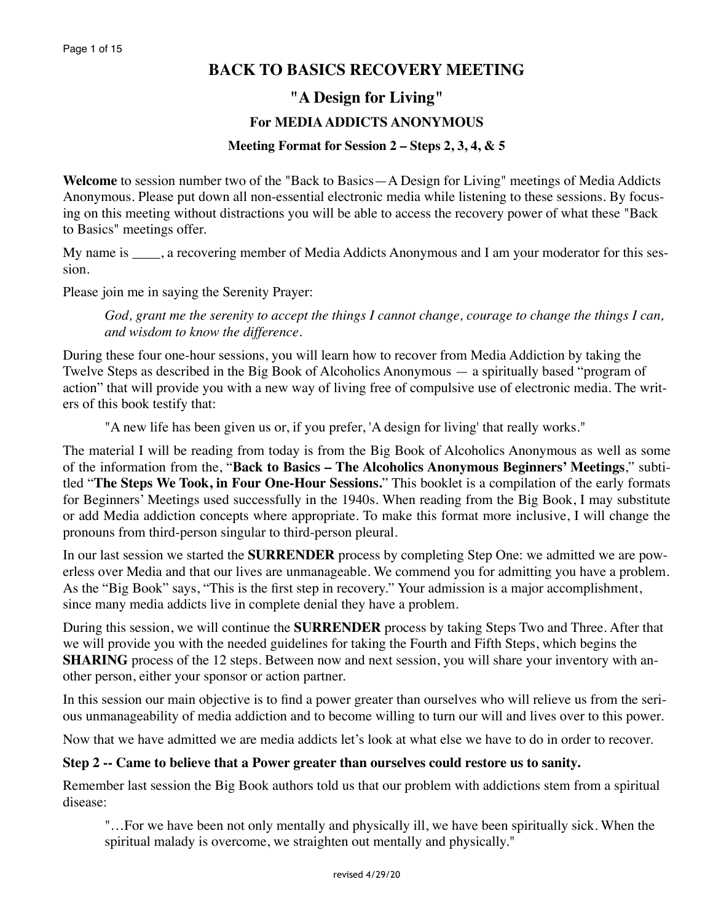# BACK TO BASICS RECOVERY MEETING

## "A Design for Living"

### For MEDIA ADDICTS ANONYMOUS

#### Meeting Format for Session 2 – Steps 2, 3, 4, & 5

**Welcome** to session number two of the "Back to Basics—A Design for Living" meetings of Media Addicts Anonymous. Please put down all non-essential electronic media while listening to these sessions. By focusing on this meeting without distractions you will be able to access the recovery power of what these "Back to Basics" meetings offer.

My name is ____, a recovering member of Media Addicts Anonymous and I am your moderator for this session.

Please join me in saying the Serenity Prayer:

> *God, grant me the serenity to accept the things I cannot change, courage to change the things I can, and wisdom to know the difference.*

During these four one-hour sessions, you will learn how to recover from Media Addiction by taking the Twelve Steps as described in the Big Book of Alcoholics Anonymous — a spiritually based "program of action" that will provide you with a new way of living free of compulsive use of electronic media. The writers of this book testify that:

> "A new life has been given us or, if you prefer, 'A design for living' that really works."

The material I will be reading from today is from the Big Book of Alcoholics Anonymous as well as some of the information from the, "**Back to Basics – The Alcoholics Anonymous Beginners' Meetings**," subtitled "**The Steps We Took, in Four One-Hour Sessions.**" This booklet is a compilation of the early formats for Beginners' Meetings used successfully in the 1940s. When reading from the Big Book, I may substitute or add Media addiction concepts where appropriate. To make this format more inclusive, I will change the pronouns from third-person singular to third-person pleural.

In our last session we started the **SURRENDER** process by completing Step One: we admitted we are powerless over Media and that our lives are unmanageable. We commend you for admitting you have a problem. As the "Big Book" says, "This is the first step in recovery." Your admission is a major accomplishment, since many media addicts live in complete denial they have a problem.

During this session, we will continue the **SURRENDER** process by taking Steps Two and Three. After that we will provide you with the needed guidelines for taking the Fourth and Fifth Steps, which begins the **SHARING** process of the 12 steps. Between now and next session, you will share your inventory with another person, either your sponsor or action partner.

In this session our main objective is to find a power greater than ourselves who will relieve us from the serious unmanageability of media addiction and to become willing to turn our will and lives over to this power.

Now that we have admitted we are media addicts let's look at what else we have to do in order to recover.

**Step 2 -- Came to believe that a Power greater than ourselves could restore us to sanity.**

Remember last session the Big Book authors told us that our problem with addictions stem from a spiritual disease:

> "…For we have been not only mentally and physically ill, we have been spiritually sick. When the spiritual malady is overcome, we straighten out mentally and physically."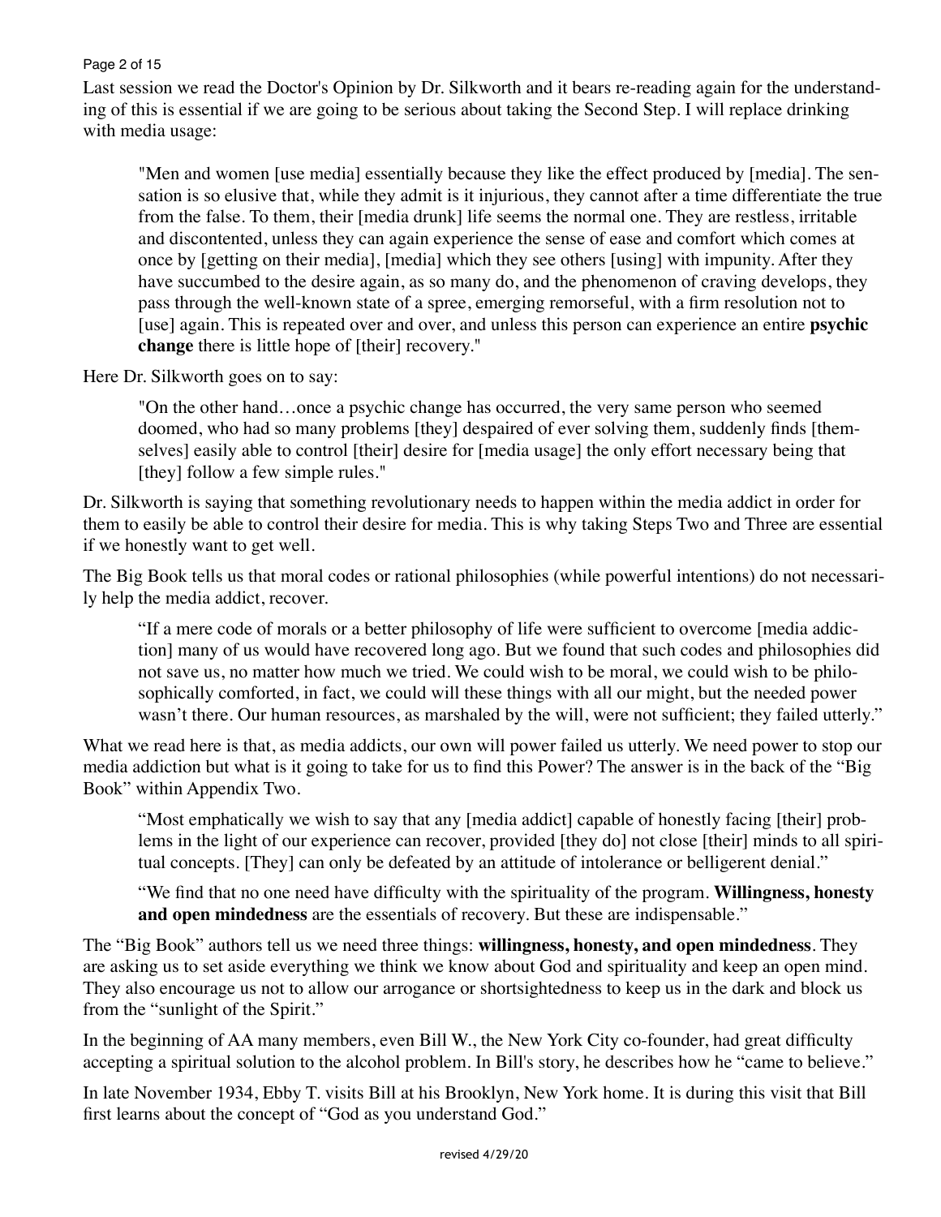Last session we read the Doctor's Opinion by Dr. Silkworth and it bears re-reading again for the understanding of this is essential if we are going to be serious about taking the Second Step. I will replace drinking with media usage:

> "Men and women [use media] essentially because they like the effect produced by [media]. The sensation is so elusive that, while they admit is it injurious, they cannot after a time differentiate the true from the false. To them, their [media drunk] life seems the normal one. They are restless, irritable and discontented, unless they can again experience the sense of ease and comfort which comes at once by [getting on their media], [media] which they see others [using] with impunity. After they have succumbed to the desire again, as so many do, and the phenomenon of craving develops, they pass through the well-known state of a spree, emerging remorseful, with a firm resolution not to [use] again. This is repeated over and over, and unless this person can experience an entire **psychic change** there is little hope of [their] recovery."

Here Dr. Silkworth goes on to say:

> "On the other hand…once a psychic change has occurred, the very same person who seemed doomed, who had so many problems [they] despaired of ever solving them, suddenly finds [themselves] easily able to control [their] desire for [media usage] the only effort necessary being that [they] follow a few simple rules."

Dr. Silkworth is saying that something revolutionary needs to happen within the media addict in order for them to easily be able to control their desire for media. This is why taking Steps Two and Three are essential if we honestly want to get well.

The Big Book tells us that moral codes or rational philosophies (while powerful intentions) do not necessarily help the media addict, recover.

> "If a mere code of morals or a better philosophy of life were sufficient to overcome [media addiction] many of us would have recovered long ago. But we found that such codes and philosophies did not save us, no matter how much we tried. We could wish to be moral, we could wish to be philosophically comforted, in fact, we could will these things with all our might, but the needed power wasn't there. Our human resources, as marshaled by the will, were not sufficient; they failed utterly."

What we read here is that, as media addicts, our own will power failed us utterly. We need power to stop our media addiction but what is it going to take for us to find this Power? The answer is in the back of the "Big Book" within Appendix Two.

> "Most emphatically we wish to say that any [media addict] capable of honestly facing [their] problems in the light of our experience can recover, provided [they do] not close [their] minds to all spiritual concepts. [They] can only be defeated by an attitude of intolerance or belligerent denial."

> "We find that no one need have difficulty with the spirituality of the program. **Willingness, honesty and open mindedness** are the essentials of recovery. But these are indispensable."

The "Big Book" authors tell us we need three things: **willingness, honesty, and open mindedness**. They are asking us to set aside everything we think we know about God and spirituality and keep an open mind. They also encourage us not to allow our arrogance or shortsightedness to keep us in the dark and block us from the "sunlight of the Spirit."

In the beginning of AA many members, even Bill W., the New York City co-founder, had great difficulty accepting a spiritual solution to the alcohol problem. In Bill's story, he describes how he "came to believe."

In late November 1934, Ebby T. visits Bill at his Brooklyn, New York home. It is during this visit that Bill first learns about the concept of "God as you understand God."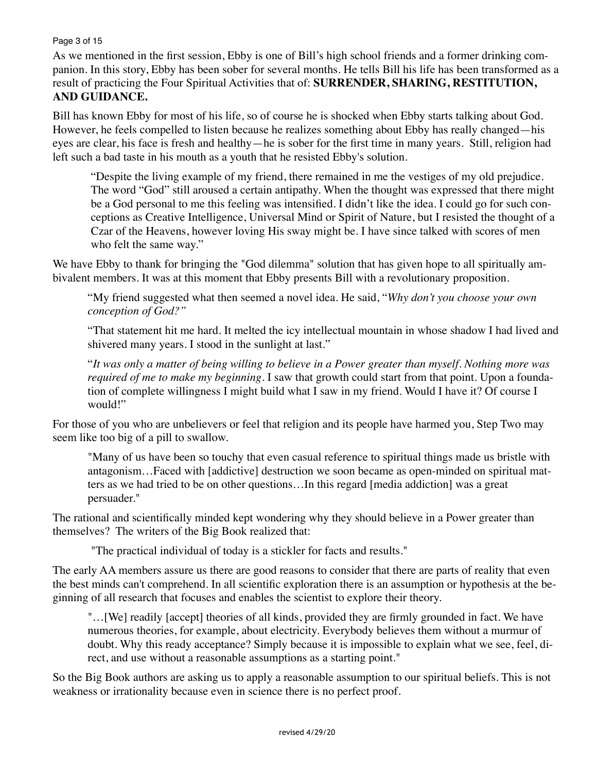As we mentioned in the first session, Ebby is one of Bill's high school friends and a former drinking companion. In this story, Ebby has been sober for several months. He tells Bill his life has been transformed as a result of practicing the Four Spiritual Activities that of: **SURRENDER, SHARING, RESTITUTION, AND GUIDANCE.**

Bill has known Ebby for most of his life, so of course he is shocked when Ebby starts talking about God. However, he feels compelled to listen because he realizes something about Ebby has really changed—his eyes are clear, his face is fresh and healthy—he is sober for the first time in many years. Still, religion had left such a bad taste in his mouth as a youth that he resisted Ebby's solution.

> "Despite the living example of my friend, there remained in me the vestiges of my old prejudice. The word "God" still aroused a certain antipathy. When the thought was expressed that there might be a God personal to me this feeling was intensified. I didn't like the idea. I could go for such conceptions as Creative Intelligence, Universal Mind or Spirit of Nature, but I resisted the thought of a Czar of the Heavens, however loving His sway might be. I have since talked with scores of men who felt the same way."

We have Ebby to thank for bringing the "God dilemma" solution that has given hope to all spiritually ambivalent members. It was at this moment that Ebby presents Bill with a revolutionary proposition.

> "My friend suggested what then seemed a novel idea. He said, "*Why don't you choose your own conception of God?"*
>
> "That statement hit me hard. It melted the icy intellectual mountain in whose shadow I had lived and shivered many years. I stood in the sunlight at last."
>
> "*It was only a matter of being willing to believe in a Power greater than myself. Nothing more was required of me to make my beginning*. I saw that growth could start from that point. Upon a foundation of complete willingness I might build what I saw in my friend. Would I have it? Of course I would!"

For those of you who are unbelievers or feel that religion and its people have harmed you, Step Two may seem like too big of a pill to swallow.

> "Many of us have been so touchy that even casual reference to spiritual things made us bristle with antagonism…Faced with [addictive] destruction we soon became as open-minded on spiritual matters as we had tried to be on other questions…In this regard [media addiction] was a great persuader."

The rational and scientifically minded kept wondering why they should believe in a Power greater than themselves? The writers of the Big Book realized that:

> "The practical individual of today is a stickler for facts and results."

The early AA members assure us there are good reasons to consider that there are parts of reality that even the best minds can't comprehend. In all scientific exploration there is an assumption or hypothesis at the beginning of all research that focuses and enables the scientist to explore their theory.

> "…[We] readily [accept] theories of all kinds, provided they are firmly grounded in fact. We have numerous theories, for example, about electricity. Everybody believes them without a murmur of doubt. Why this ready acceptance? Simply because it is impossible to explain what we see, feel, direct, and use without a reasonable assumptions as a starting point."

So the Big Book authors are asking us to apply a reasonable assumption to our spiritual beliefs. This is not weakness or irrationality because even in science there is no perfect proof.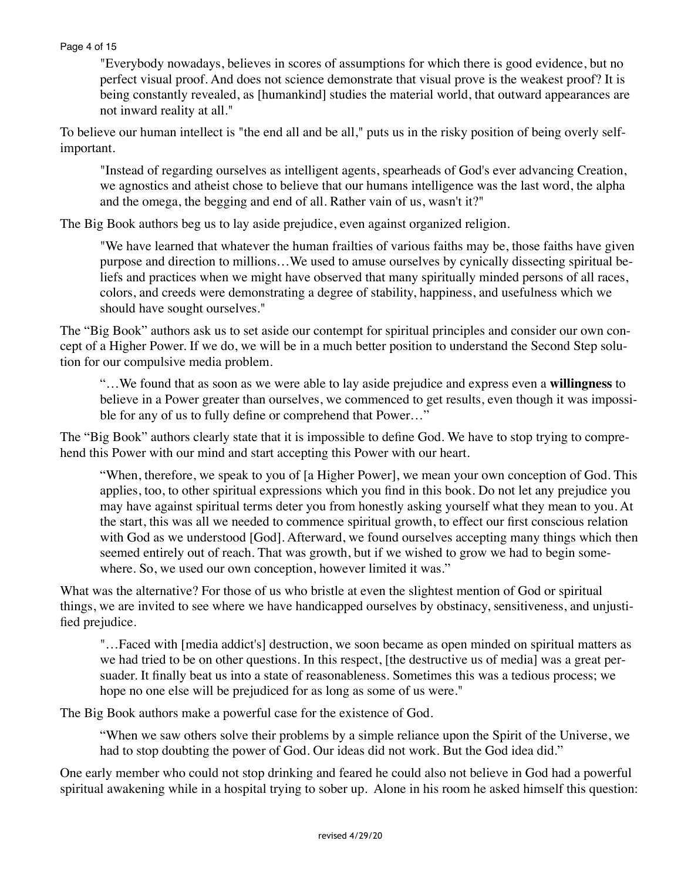"Everybody nowadays, believes in scores of assumptions for which there is good evidence, but no perfect visual proof. And does not science demonstrate that visual prove is the weakest proof? It is being constantly revealed, as [humankind] studies the material world, that outward appearances are not inward reality at all."

To believe our human intellect is "the end all and be all," puts us in the risky position of being overly self-important.

> "Instead of regarding ourselves as intelligent agents, spearheads of God's ever advancing Creation, we agnostics and atheist chose to believe that our humans intelligence was the last word, the alpha and the omega, the begging and end of all. Rather vain of us, wasn't it?"

The Big Book authors beg us to lay aside prejudice, even against organized religion.

> "We have learned that whatever the human frailties of various faiths may be, those faiths have given purpose and direction to millions…We used to amuse ourselves by cynically dissecting spiritual beliefs and practices when we might have observed that many spiritually minded persons of all races, colors, and creeds were demonstrating a degree of stability, happiness, and usefulness which we should have sought ourselves."

The "Big Book" authors ask us to set aside our contempt for spiritual principles and consider our own concept of a Higher Power. If we do, we will be in a much better position to understand the Second Step solution for our compulsive media problem.

> "…We found that as soon as we were able to lay aside prejudice and express even a **willingness** to believe in a Power greater than ourselves, we commenced to get results, even though it was impossible for any of us to fully define or comprehend that Power…"

The "Big Book" authors clearly state that it is impossible to define God. We have to stop trying to comprehend this Power with our mind and start accepting this Power with our heart.

> "When, therefore, we speak to you of [a Higher Power], we mean your own conception of God. This applies, too, to other spiritual expressions which you find in this book. Do not let any prejudice you may have against spiritual terms deter you from honestly asking yourself what they mean to you. At the start, this was all we needed to commence spiritual growth, to effect our first conscious relation with God as we understood [God]. Afterward, we found ourselves accepting many things which then seemed entirely out of reach. That was growth, but if we wished to grow we had to begin somewhere. So, we used our own conception, however limited it was."

What was the alternative? For those of us who bristle at even the slightest mention of God or spiritual things, we are invited to see where we have handicapped ourselves by obstinacy, sensitiveness, and unjustified prejudice.

> "…Faced with [media addict's] destruction, we soon became as open minded on spiritual matters as we had tried to be on other questions. In this respect, [the destructive us of media] was a great persuader. It finally beat us into a state of reasonableness. Sometimes this was a tedious process; we hope no one else will be prejudiced for as long as some of us were."

The Big Book authors make a powerful case for the existence of God.

> "When we saw others solve their problems by a simple reliance upon the Spirit of the Universe, we had to stop doubting the power of God. Our ideas did not work. But the God idea did."

One early member who could not stop drinking and feared he could also not believe in God had a powerful spiritual awakening while in a hospital trying to sober up. Alone in his room he asked himself this question:

revised 4/29/20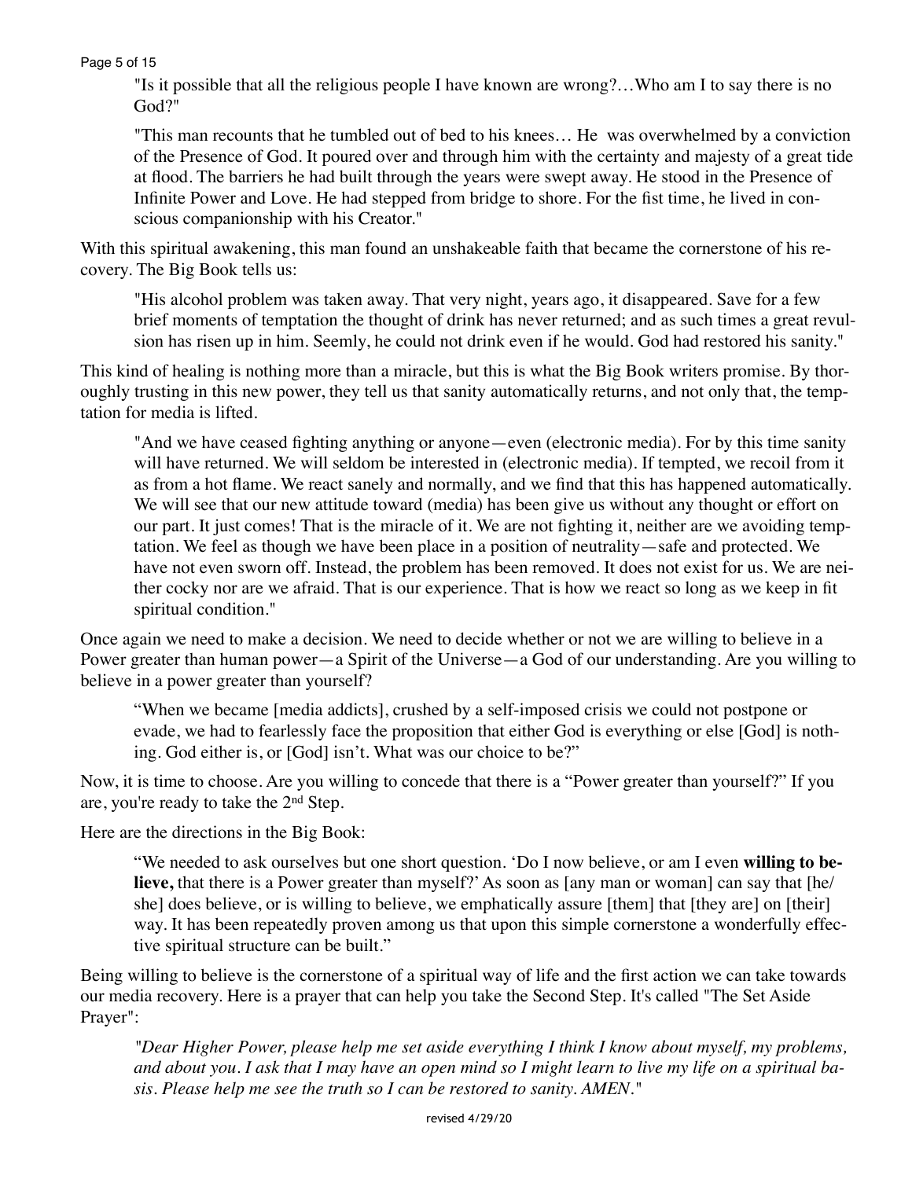> "Is it possible that all the religious people I have known are wrong?…Who am I to say there is no God?"

> "This man recounts that he tumbled out of bed to his knees… He was overwhelmed by a conviction of the Presence of God. It poured over and through him with the certainty and majesty of a great tide at flood. The barriers he had built through the years were swept away. He stood in the Presence of Infinite Power and Love. He had stepped from bridge to shore. For the fist time, he lived in conscious companionship with his Creator."

With this spiritual awakening, this man found an unshakeable faith that became the cornerstone of his recovery. The Big Book tells us:

> "His alcohol problem was taken away. That very night, years ago, it disappeared. Save for a few brief moments of temptation the thought of drink has never returned; and as such times a great revulsion has risen up in him. Seemly, he could not drink even if he would. God had restored his sanity."

This kind of healing is nothing more than a miracle, but this is what the Big Book writers promise. By thoroughly trusting in this new power, they tell us that sanity automatically returns, and not only that, the temptation for media is lifted.

> "And we have ceased fighting anything or anyone—even (electronic media). For by this time sanity will have returned. We will seldom be interested in (electronic media). If tempted, we recoil from it as from a hot flame. We react sanely and normally, and we find that this has happened automatically. We will see that our new attitude toward (media) has been give us without any thought or effort on our part. It just comes! That is the miracle of it. We are not fighting it, neither are we avoiding temptation. We feel as though we have been place in a position of neutrality—safe and protected. We have not even sworn off. Instead, the problem has been removed. It does not exist for us. We are neither cocky nor are we afraid. That is our experience. That is how we react so long as we keep in fit spiritual condition."

Once again we need to make a decision. We need to decide whether or not we are willing to believe in a Power greater than human power—a Spirit of the Universe—a God of our understanding. Are you willing to believe in a power greater than yourself?

> "When we became [media addicts], crushed by a self-imposed crisis we could not postpone or evade, we had to fearlessly face the proposition that either God is everything or else [God] is nothing. God either is, or [God] isn't. What was our choice to be?"

Now, it is time to choose. Are you willing to concede that there is a "Power greater than yourself?" If you are, you're ready to take the 2nd Step.

Here are the directions in the Big Book:

> "We needed to ask ourselves but one short question. 'Do I now believe, or am I even **willing to believe,** that there is a Power greater than myself?' As soon as [any man or woman] can say that [he/she] does believe, or is willing to believe, we emphatically assure [them] that [they are] on [their] way. It has been repeatedly proven among us that upon this simple cornerstone a wonderfully effective spiritual structure can be built."

Being willing to believe is the cornerstone of a spiritual way of life and the first action we can take towards our media recovery. Here is a prayer that can help you take the Second Step. It's called "The Set Aside Prayer":

> *"Dear Higher Power, please help me set aside everything I think I know about myself, my problems, and about you. I ask that I may have an open mind so I might learn to live my life on a spiritual basis. Please help me see the truth so I can be restored to sanity. AMEN."*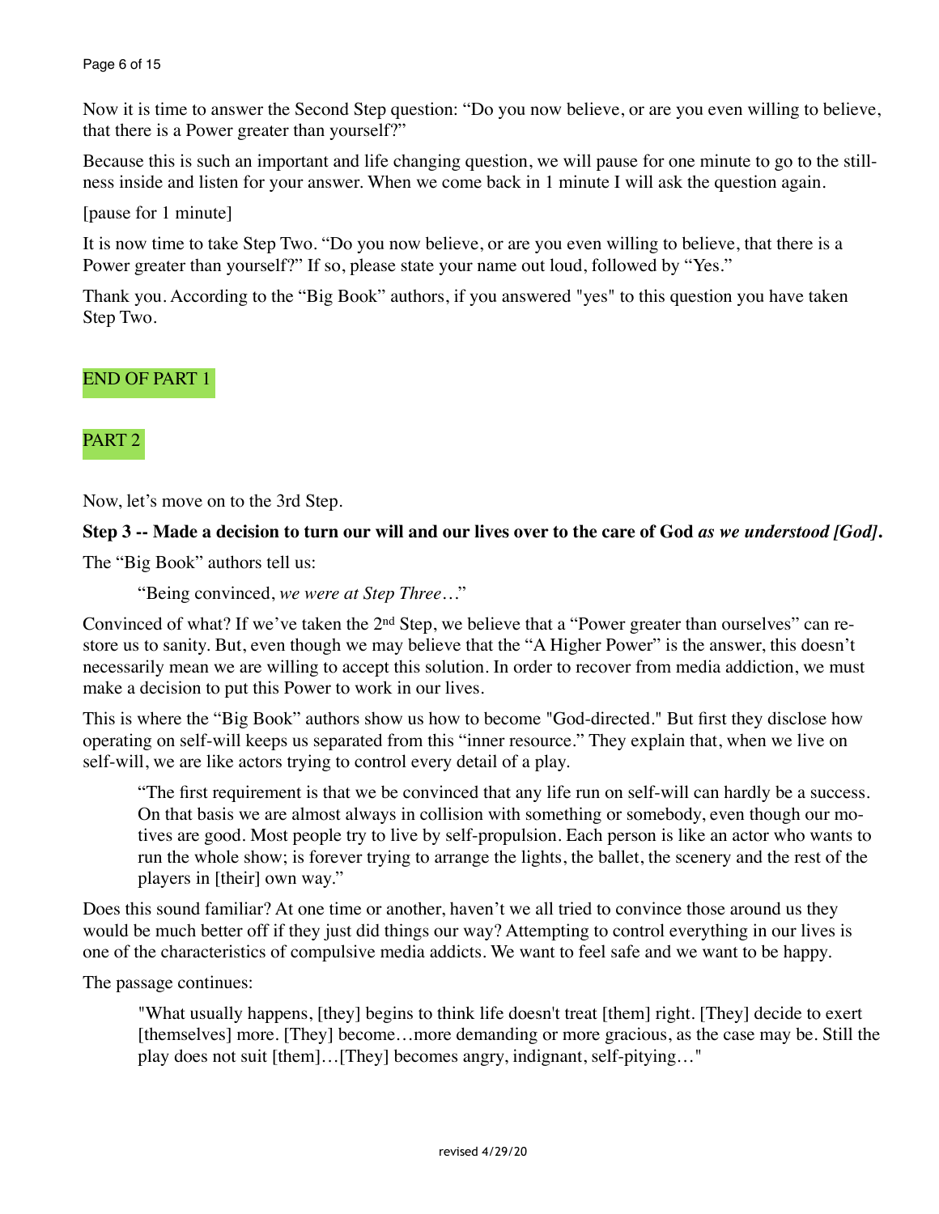Now it is time to answer the Second Step question: "Do you now believe, or are you even willing to believe, that there is a Power greater than yourself?"

Because this is such an important and life changing question, we will pause for one minute to go to the stillness inside and listen for your answer. When we come back in 1 minute I will ask the question again.

[pause for 1 minute]

It is now time to take Step Two. "Do you now believe, or are you even willing to believe, that there is a Power greater than yourself?" If so, please state your name out loud, followed by "Yes."

Thank you. According to the "Big Book" authors, if you answered "yes" to this question you have taken Step Two.

END OF PART 1

PART 2

Now, let's move on to the 3rd Step.

**Step 3 -- Made a decision to turn our will and our lives over to the care of God *as we understood [God]*.**

The "Big Book" authors tell us:

> "Being convinced, *we were at Step Three*…"

Convinced of what? If we've taken the 2nd Step, we believe that a "Power greater than ourselves" can restore us to sanity. But, even though we may believe that the "A Higher Power" is the answer, this doesn't necessarily mean we are willing to accept this solution. In order to recover from media addiction, we must make a decision to put this Power to work in our lives.

This is where the "Big Book" authors show us how to become "God-directed." But first they disclose how operating on self-will keeps us separated from this "inner resource." They explain that, when we live on self-will, we are like actors trying to control every detail of a play.

> "The first requirement is that we be convinced that any life run on self-will can hardly be a success. On that basis we are almost always in collision with something or somebody, even though our motives are good. Most people try to live by self-propulsion. Each person is like an actor who wants to run the whole show; is forever trying to arrange the lights, the ballet, the scenery and the rest of the players in [their] own way."

Does this sound familiar? At one time or another, haven't we all tried to convince those around us they would be much better off if they just did things our way? Attempting to control everything in our lives is one of the characteristics of compulsive media addicts. We want to feel safe and we want to be happy.

The passage continues:

> "What usually happens, [they] begins to think life doesn't treat [them] right. [They] decide to exert [themselves] more. [They] become…more demanding or more gracious, as the case may be. Still the play does not suit [them]…[They] becomes angry, indignant, self-pitying…"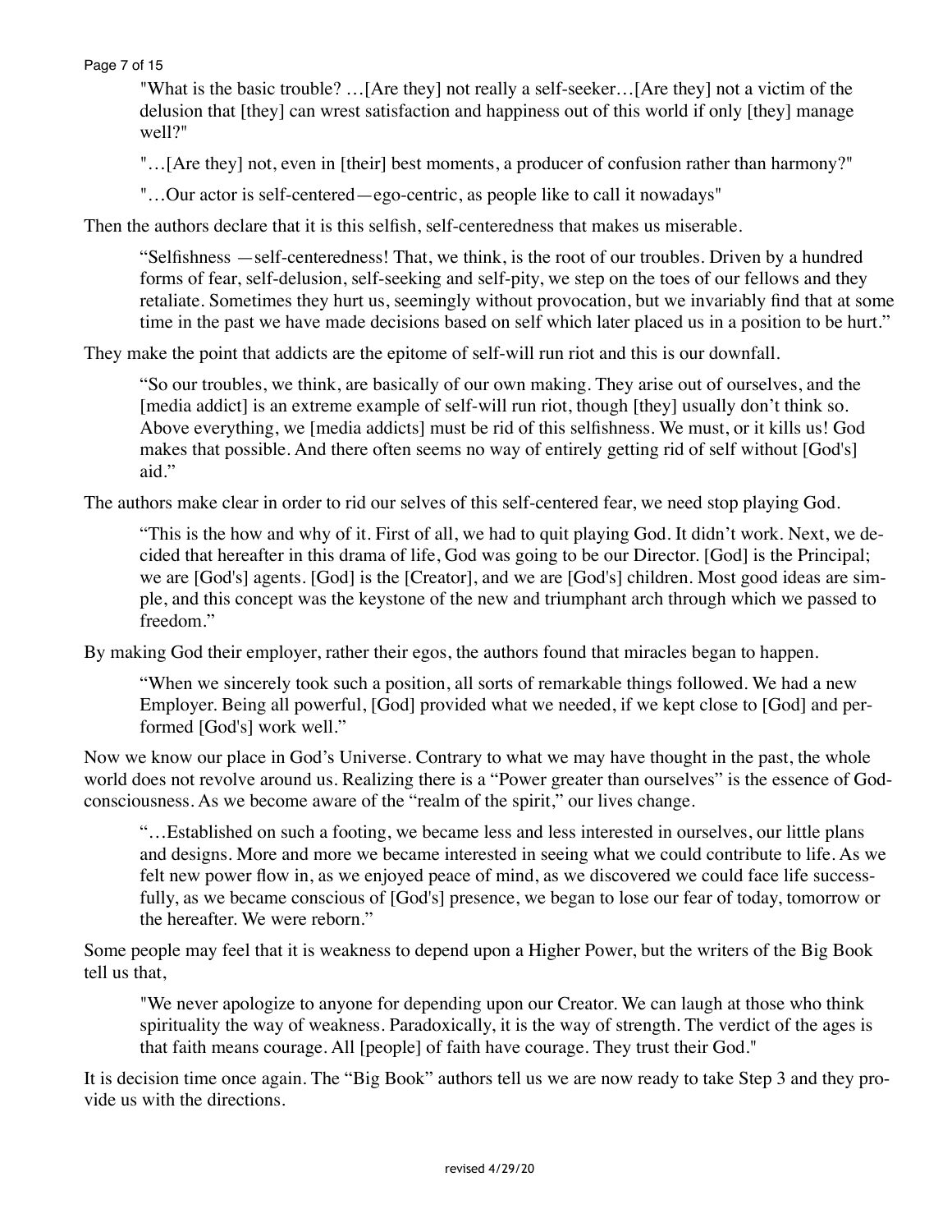> "What is the basic trouble? …[Are they] not really a self-seeker…[Are they] not a victim of the delusion that [they] can wrest satisfaction and happiness out of this world if only [they] manage well?"
>
> "…[Are they] not, even in [their] best moments, a producer of confusion rather than harmony?"
>
> "…Our actor is self-centered—ego-centric, as people like to call it nowadays"

Then the authors declare that it is this selfish, self-centeredness that makes us miserable.

> "Selfishness —self-centeredness! That, we think, is the root of our troubles. Driven by a hundred forms of fear, self-delusion, self-seeking and self-pity, we step on the toes of our fellows and they retaliate. Sometimes they hurt us, seemingly without provocation, but we invariably find that at some time in the past we have made decisions based on self which later placed us in a position to be hurt."

They make the point that addicts are the epitome of self-will run riot and this is our downfall.

> "So our troubles, we think, are basically of our own making. They arise out of ourselves, and the [media addict] is an extreme example of self-will run riot, though [they] usually don't think so. Above everything, we [media addicts] must be rid of this selfishness. We must, or it kills us! God makes that possible. And there often seems no way of entirely getting rid of self without [God's] aid."

The authors make clear in order to rid our selves of this self-centered fear, we need stop playing God.

> "This is the how and why of it. First of all, we had to quit playing God. It didn't work. Next, we decided that hereafter in this drama of life, God was going to be our Director. [God] is the Principal; we are [God's] agents. [God] is the [Creator], and we are [God's] children. Most good ideas are simple, and this concept was the keystone of the new and triumphant arch through which we passed to freedom."

By making God their employer, rather their egos, the authors found that miracles began to happen.

> "When we sincerely took such a position, all sorts of remarkable things followed. We had a new Employer. Being all powerful, [God] provided what we needed, if we kept close to [God] and performed [God's] work well."

Now we know our place in God's Universe. Contrary to what we may have thought in the past, the whole world does not revolve around us. Realizing there is a "Power greater than ourselves" is the essence of God-consciousness. As we become aware of the "realm of the spirit," our lives change.

> "…Established on such a footing, we became less and less interested in ourselves, our little plans and designs. More and more we became interested in seeing what we could contribute to life. As we felt new power flow in, as we enjoyed peace of mind, as we discovered we could face life successfully, as we became conscious of [God's] presence, we began to lose our fear of today, tomorrow or the hereafter. We were reborn."

Some people may feel that it is weakness to depend upon a Higher Power, but the writers of the Big Book tell us that,

> "We never apologize to anyone for depending upon our Creator. We can laugh at those who think spirituality the way of weakness. Paradoxically, it is the way of strength. The verdict of the ages is that faith means courage. All [people] of faith have courage. They trust their God."

It is decision time once again. The "Big Book" authors tell us we are now ready to take Step 3 and they provide us with the directions.

revised 4/29/20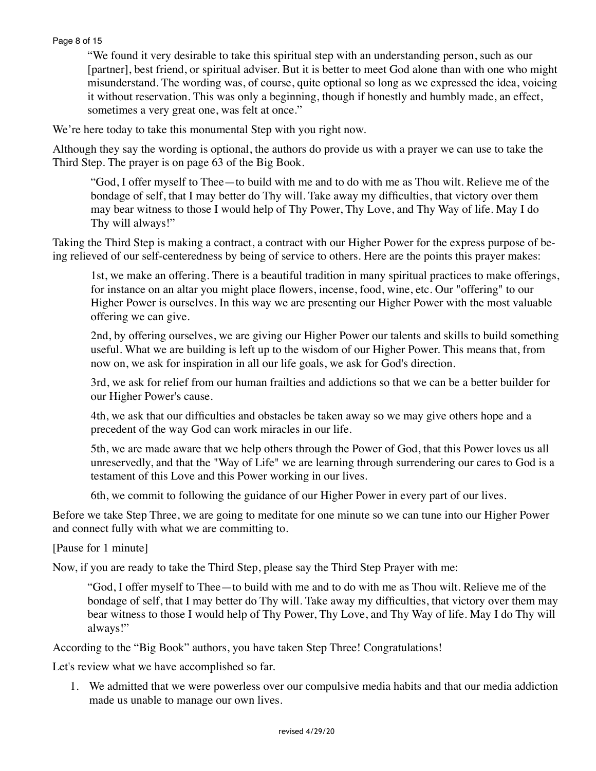> "We found it very desirable to take this spiritual step with an understanding person, such as our [partner], best friend, or spiritual adviser. But it is better to meet God alone than with one who might misunderstand. The wording was, of course, quite optional so long as we expressed the idea, voicing it without reservation. This was only a beginning, though if honestly and humbly made, an effect, sometimes a very great one, was felt at once."

We're here today to take this monumental Step with you right now.

Although they say the wording is optional, the authors do provide us with a prayer we can use to take the Third Step. The prayer is on page 63 of the Big Book.

> "God, I offer myself to Thee—to build with me and to do with me as Thou wilt. Relieve me of the bondage of self, that I may better do Thy will. Take away my difficulties, that victory over them may bear witness to those I would help of Thy Power, Thy Love, and Thy Way of life. May I do Thy will always!"

Taking the Third Step is making a contract, a contract with our Higher Power for the express purpose of being relieved of our self-centeredness by being of service to others. Here are the points this prayer makes:

> 1st, we make an offering. There is a beautiful tradition in many spiritual practices to make offerings, for instance on an altar you might place flowers, incense, food, wine, etc. Our "offering" to our Higher Power is ourselves. In this way we are presenting our Higher Power with the most valuable offering we can give.
>
> 2nd, by offering ourselves, we are giving our Higher Power our talents and skills to build something useful. What we are building is left up to the wisdom of our Higher Power. This means that, from now on, we ask for inspiration in all our life goals, we ask for God's direction.
>
> 3rd, we ask for relief from our human frailties and addictions so that we can be a better builder for our Higher Power's cause.
>
> 4th, we ask that our difficulties and obstacles be taken away so we may give others hope and a precedent of the way God can work miracles in our life.
>
> 5th, we are made aware that we help others through the Power of God, that this Power loves us all unreservedly, and that the "Way of Life" we are learning through surrendering our cares to God is a testament of this Love and this Power working in our lives.
>
> 6th, we commit to following the guidance of our Higher Power in every part of our lives.

Before we take Step Three, we are going to meditate for one minute so we can tune into our Higher Power and connect fully with what we are committing to.

[Pause for 1 minute]

Now, if you are ready to take the Third Step, please say the Third Step Prayer with me:

> "God, I offer myself to Thee—to build with me and to do with me as Thou wilt. Relieve me of the bondage of self, that I may better do Thy will. Take away my difficulties, that victory over them may bear witness to those I would help of Thy Power, Thy Love, and Thy Way of life. May I do Thy will always!"

According to the "Big Book" authors, you have taken Step Three! Congratulations!

Let's review what we have accomplished so far.

1. We admitted that we were powerless over our compulsive media habits and that our media addiction made us unable to manage our own lives.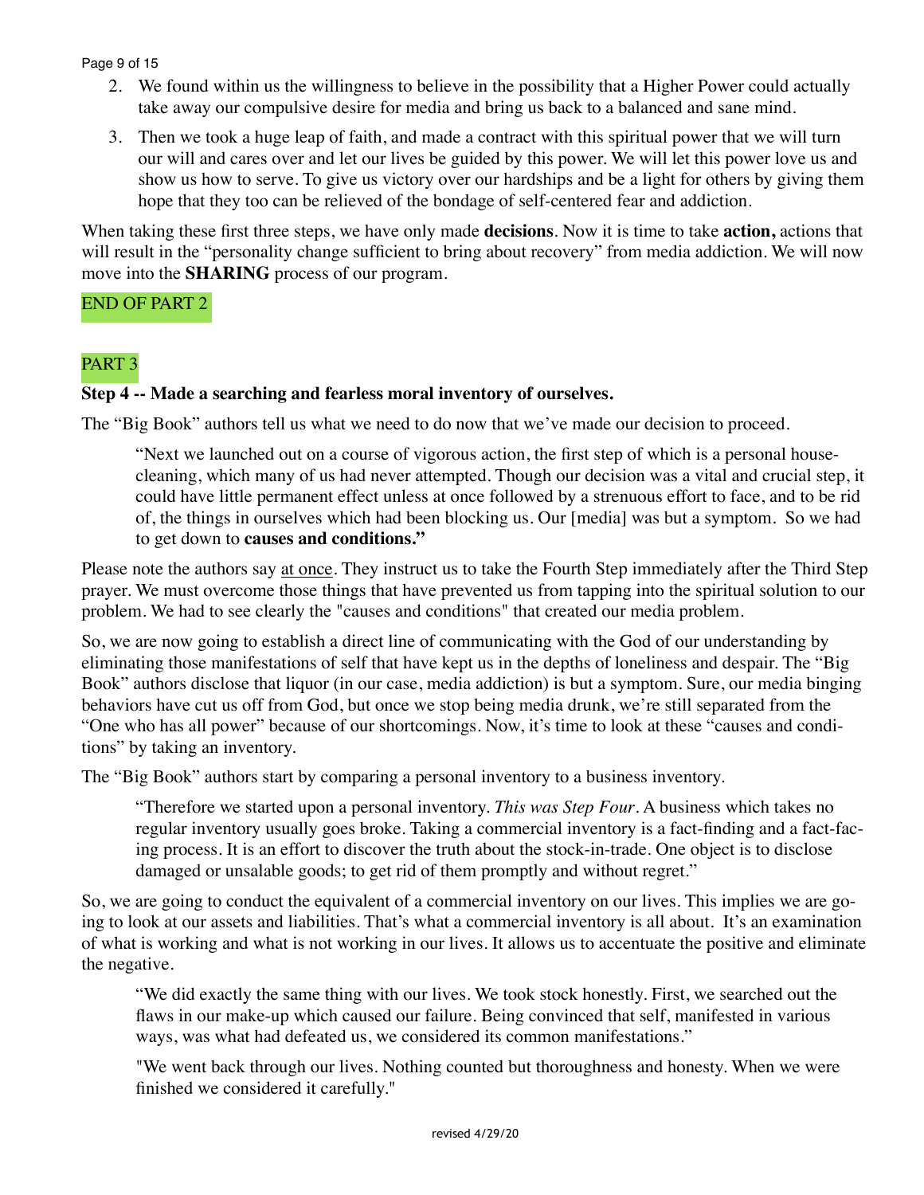2. We found within us the willingness to believe in the possibility that a Higher Power could actually take away our compulsive desire for media and bring us back to a balanced and sane mind.
3. Then we took a huge leap of faith, and made a contract with this spiritual power that we will turn our will and cares over and let our lives be guided by this power. We will let this power love us and show us how to serve. To give us victory over our hardships and be a light for others by giving them hope that they too can be relieved of the bondage of self-centered fear and addiction.

When taking these first three steps, we have only made **decisions**. Now it is time to take **action,** actions that will result in the "personality change sufficient to bring about recovery" from media addiction. We will now move into the **SHARING** process of our program.

END OF PART 2

PART 3

**Step 4 -- Made a searching and fearless moral inventory of ourselves.**

The "Big Book" authors tell us what we need to do now that we've made our decision to proceed.

> "Next we launched out on a course of vigorous action, the first step of which is a personal house-cleaning, which many of us had never attempted. Though our decision was a vital and crucial step, it could have little permanent effect unless at once followed by a strenuous effort to face, and to be rid of, the things in ourselves which had been blocking us. Our [media] was but a symptom. So we had to get down to **causes and conditions."**

Please note the authors say <u>at once</u>. They instruct us to take the Fourth Step immediately after the Third Step prayer. We must overcome those things that have prevented us from tapping into the spiritual solution to our problem. We had to see clearly the "causes and conditions" that created our media problem.

So, we are now going to establish a direct line of communicating with the God of our understanding by eliminating those manifestations of self that have kept us in the depths of loneliness and despair. The "Big Book" authors disclose that liquor (in our case, media addiction) is but a symptom. Sure, our media binging behaviors have cut us off from God, but once we stop being media drunk, we're still separated from the "One who has all power" because of our shortcomings. Now, it's time to look at these "causes and conditions" by taking an inventory.

The "Big Book" authors start by comparing a personal inventory to a business inventory.

> "Therefore we started upon a personal inventory. *This was Step Four*. A business which takes no regular inventory usually goes broke. Taking a commercial inventory is a fact-finding and a fact-facing process. It is an effort to discover the truth about the stock-in-trade. One object is to disclose damaged or unsalable goods; to get rid of them promptly and without regret."

So, we are going to conduct the equivalent of a commercial inventory on our lives. This implies we are going to look at our assets and liabilities. That's what a commercial inventory is all about. It's an examination of what is working and what is not working in our lives. It allows us to accentuate the positive and eliminate the negative.

> "We did exactly the same thing with our lives. We took stock honestly. First, we searched out the flaws in our make-up which caused our failure. Being convinced that self, manifested in various ways, was what had defeated us, we considered its common manifestations."
>
> "We went back through our lives. Nothing counted but thoroughness and honesty. When we were finished we considered it carefully."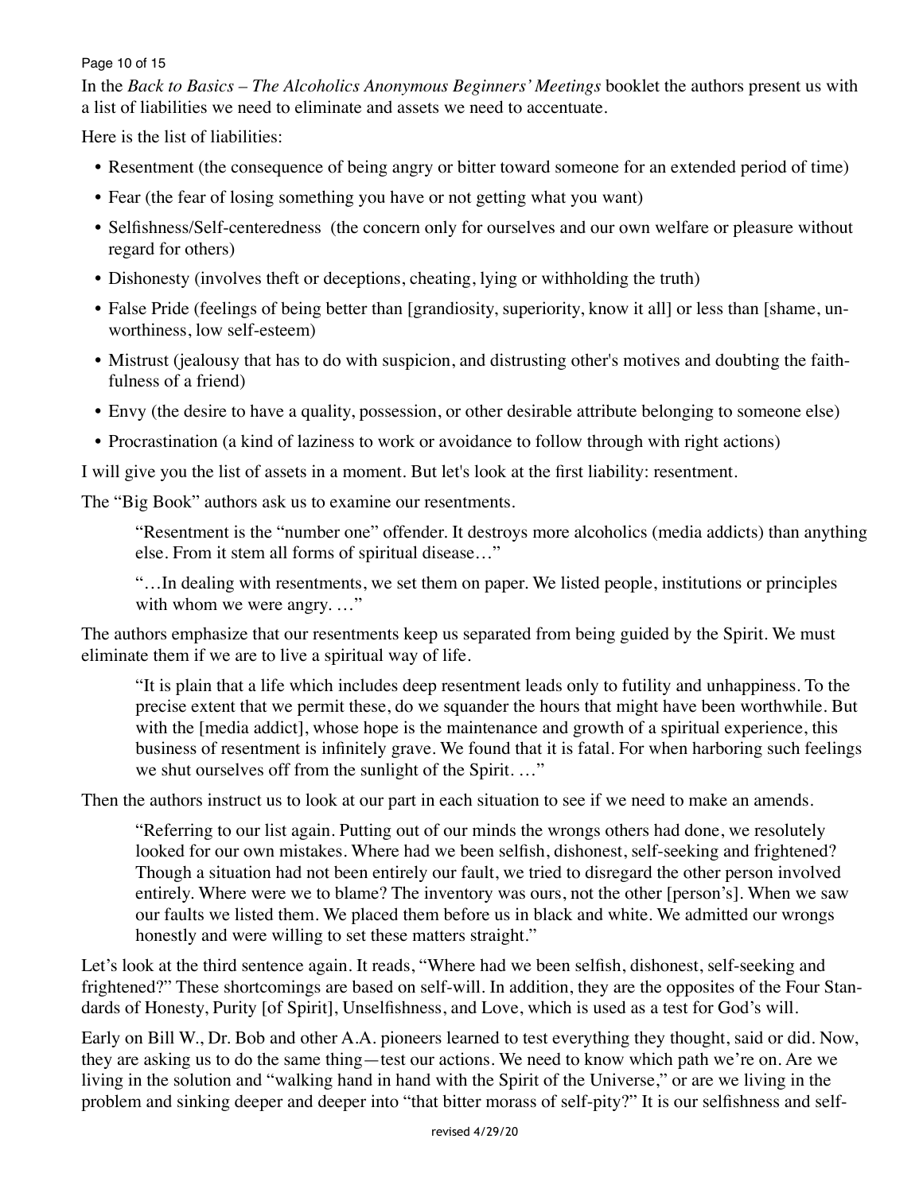In the *Back to Basics – The Alcoholics Anonymous Beginners' Meetings* booklet the authors present us with a list of liabilities we need to eliminate and assets we need to accentuate.

Here is the list of liabilities:

- Resentment (the consequence of being angry or bitter toward someone for an extended period of time)
- Fear (the fear of losing something you have or not getting what you want)
- Selfishness/Self-centeredness (the concern only for ourselves and our own welfare or pleasure without regard for others)
- Dishonesty (involves theft or deceptions, cheating, lying or withholding the truth)
- False Pride (feelings of being better than [grandiosity, superiority, know it all] or less than [shame, unworthiness, low self-esteem)
- Mistrust (jealousy that has to do with suspicion, and distrusting other's motives and doubting the faithfulness of a friend)
- Envy (the desire to have a quality, possession, or other desirable attribute belonging to someone else)
- Procrastination (a kind of laziness to work or avoidance to follow through with right actions)

I will give you the list of assets in a moment. But let's look at the first liability: resentment.

The "Big Book" authors ask us to examine our resentments.

> "Resentment is the "number one" offender. It destroys more alcoholics (media addicts) than anything else. From it stem all forms of spiritual disease…"
>
> "…In dealing with resentments, we set them on paper. We listed people, institutions or principles with whom we were angry. …"

The authors emphasize that our resentments keep us separated from being guided by the Spirit. We must eliminate them if we are to live a spiritual way of life.

> "It is plain that a life which includes deep resentment leads only to futility and unhappiness. To the precise extent that we permit these, do we squander the hours that might have been worthwhile. But with the [media addict], whose hope is the maintenance and growth of a spiritual experience, this business of resentment is infinitely grave. We found that it is fatal. For when harboring such feelings we shut ourselves off from the sunlight of the Spirit. …"

Then the authors instruct us to look at our part in each situation to see if we need to make an amends.

> "Referring to our list again. Putting out of our minds the wrongs others had done, we resolutely looked for our own mistakes. Where had we been selfish, dishonest, self-seeking and frightened? Though a situation had not been entirely our fault, we tried to disregard the other person involved entirely. Where were we to blame? The inventory was ours, not the other [person's]. When we saw our faults we listed them. We placed them before us in black and white. We admitted our wrongs honestly and were willing to set these matters straight."

Let's look at the third sentence again. It reads, "Where had we been selfish, dishonest, self-seeking and frightened?" These shortcomings are based on self-will. In addition, they are the opposites of the Four Standards of Honesty, Purity [of Spirit], Unselfishness, and Love, which is used as a test for God's will.

Early on Bill W., Dr. Bob and other A.A. pioneers learned to test everything they thought, said or did. Now, they are asking us to do the same thing—test our actions. We need to know which path we're on. Are we living in the solution and "walking hand in hand with the Spirit of the Universe," or are we living in the problem and sinking deeper and deeper into "that bitter morass of self-pity?" It is our selfishness and self-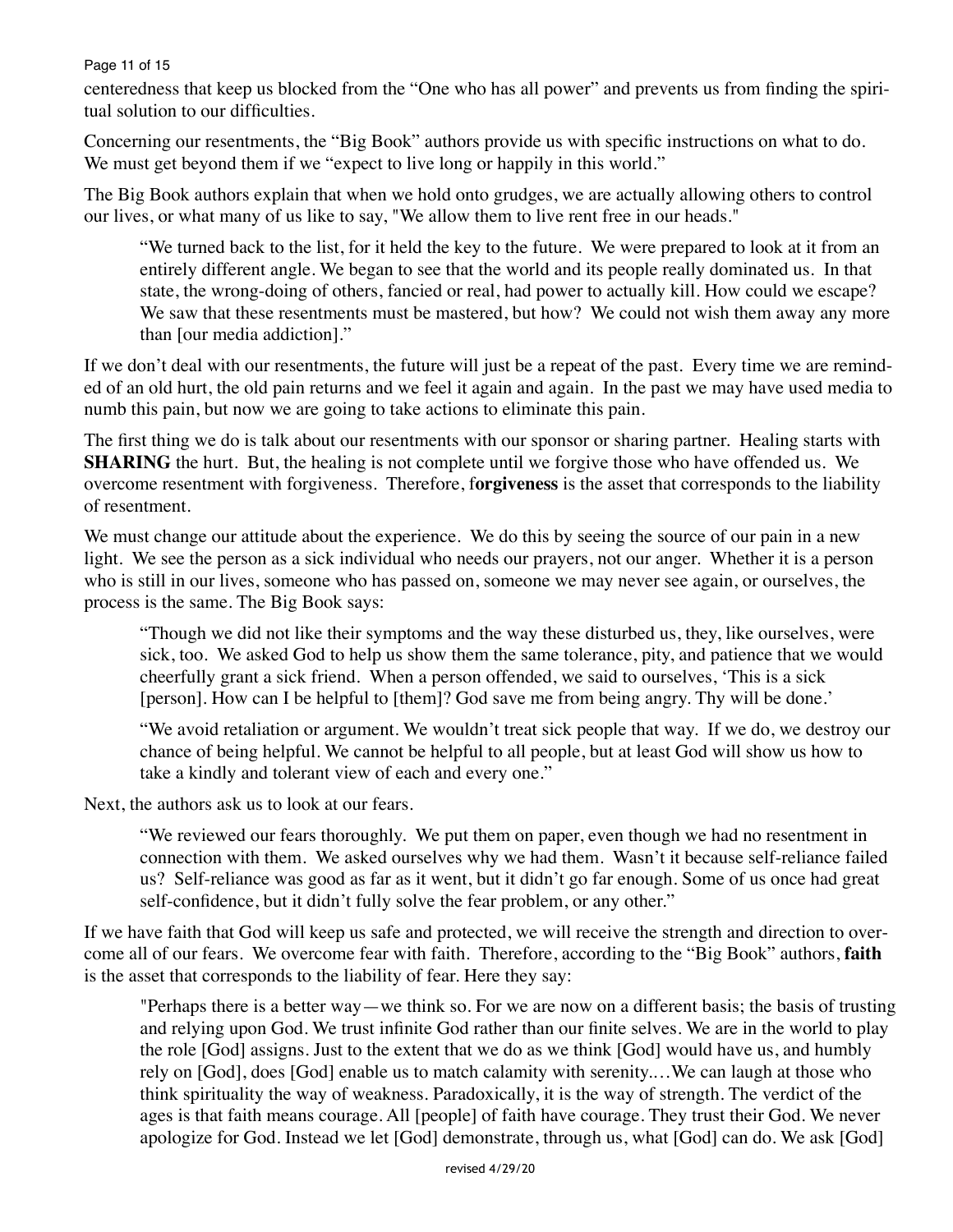centeredness that keep us blocked from the "One who has all power" and prevents us from finding the spiritual solution to our difficulties.

Concerning our resentments, the "Big Book" authors provide us with specific instructions on what to do. We must get beyond them if we "expect to live long or happily in this world."

The Big Book authors explain that when we hold onto grudges, we are actually allowing others to control our lives, or what many of us like to say, "We allow them to live rent free in our heads."

> "We turned back to the list, for it held the key to the future. We were prepared to look at it from an entirely different angle. We began to see that the world and its people really dominated us. In that state, the wrong-doing of others, fancied or real, had power to actually kill. How could we escape? We saw that these resentments must be mastered, but how? We could not wish them away any more than [our media addiction]."

If we don't deal with our resentments, the future will just be a repeat of the past. Every time we are reminded of an old hurt, the old pain returns and we feel it again and again. In the past we may have used media to numb this pain, but now we are going to take actions to eliminate this pain.

The first thing we do is talk about our resentments with our sponsor or sharing partner. Healing starts with **SHARING** the hurt. But, the healing is not complete until we forgive those who have offended us. We overcome resentment with forgiveness. Therefore, f**orgiveness** is the asset that corresponds to the liability of resentment.

We must change our attitude about the experience. We do this by seeing the source of our pain in a new light. We see the person as a sick individual who needs our prayers, not our anger. Whether it is a person who is still in our lives, someone who has passed on, someone we may never see again, or ourselves, the process is the same. The Big Book says:

> "Though we did not like their symptoms and the way these disturbed us, they, like ourselves, were sick, too. We asked God to help us show them the same tolerance, pity, and patience that we would cheerfully grant a sick friend. When a person offended, we said to ourselves, 'This is a sick [person]. How can I be helpful to [them]? God save me from being angry. Thy will be done.'
>
> "We avoid retaliation or argument. We wouldn't treat sick people that way. If we do, we destroy our chance of being helpful. We cannot be helpful to all people, but at least God will show us how to take a kindly and tolerant view of each and every one."

Next, the authors ask us to look at our fears.

> "We reviewed our fears thoroughly. We put them on paper, even though we had no resentment in connection with them. We asked ourselves why we had them. Wasn't it because self-reliance failed us? Self-reliance was good as far as it went, but it didn't go far enough. Some of us once had great self-confidence, but it didn't fully solve the fear problem, or any other."

If we have faith that God will keep us safe and protected, we will receive the strength and direction to overcome all of our fears. We overcome fear with faith. Therefore, according to the "Big Book" authors, **faith** is the asset that corresponds to the liability of fear. Here they say:

> "Perhaps there is a better way—we think so. For we are now on a different basis; the basis of trusting and relying upon God. We trust infinite God rather than our finite selves. We are in the world to play the role [God] assigns. Just to the extent that we do as we think [God] would have us, and humbly rely on [God], does [God] enable us to match calamity with serenity.…We can laugh at those who think spirituality the way of weakness. Paradoxically, it is the way of strength. The verdict of the ages is that faith means courage. All [people] of faith have courage. They trust their God. We never apologize for God. Instead we let [God] demonstrate, through us, what [God] can do. We ask [God]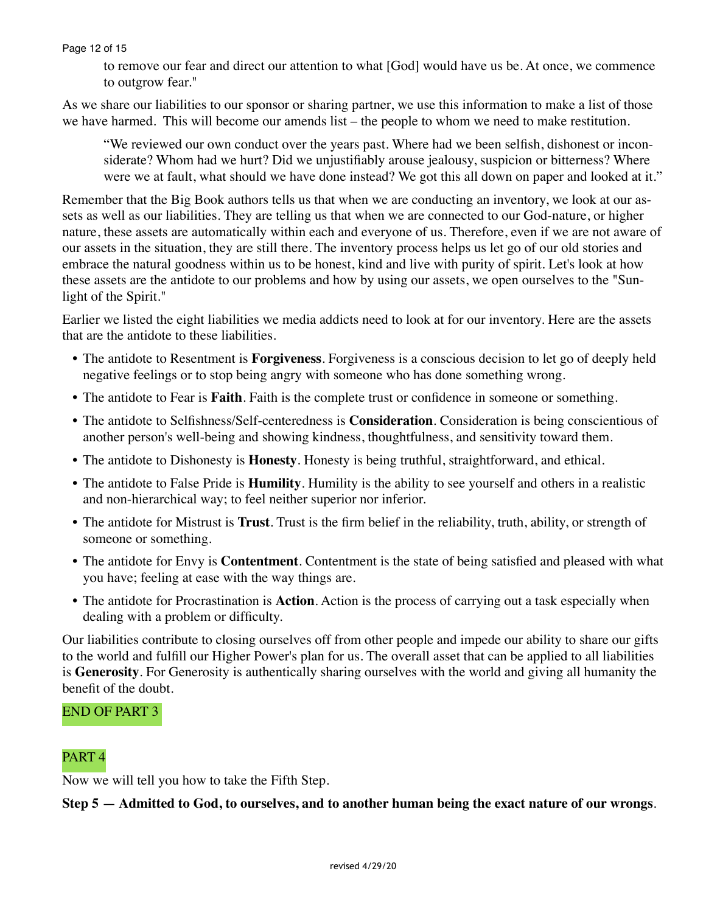> to remove our fear and direct our attention to what [God] would have us be. At once, we commence to outgrow fear."

As we share our liabilities to our sponsor or sharing partner, we use this information to make a list of those we have harmed. This will become our amends list – the people to whom we need to make restitution.

> "We reviewed our own conduct over the years past. Where had we been selfish, dishonest or inconsiderate? Whom had we hurt? Did we unjustifiably arouse jealousy, suspicion or bitterness? Where were we at fault, what should we have done instead? We got this all down on paper and looked at it."

Remember that the Big Book authors tells us that when we are conducting an inventory, we look at our assets as well as our liabilities. They are telling us that when we are connected to our God-nature, or higher nature, these assets are automatically within each and everyone of us. Therefore, even if we are not aware of our assets in the situation, they are still there. The inventory process helps us let go of our old stories and embrace the natural goodness within us to be honest, kind and live with purity of spirit. Let's look at how these assets are the antidote to our problems and how by using our assets, we open ourselves to the "Sunlight of the Spirit."

Earlier we listed the eight liabilities we media addicts need to look at for our inventory. Here are the assets that are the antidote to these liabilities.

- The antidote to Resentment is **Forgiveness**. Forgiveness is a conscious decision to let go of deeply held negative feelings or to stop being angry with someone who has done something wrong.
- The antidote to Fear is **Faith**. Faith is the complete trust or confidence in someone or something.
- The antidote to Selfishness/Self-centeredness is **Consideration**. Consideration is being conscientious of another person's well-being and showing kindness, thoughtfulness, and sensitivity toward them.
- The antidote to Dishonesty is **Honesty**. Honesty is being truthful, straightforward, and ethical.
- The antidote to False Pride is **Humility**. Humility is the ability to see yourself and others in a realistic and non-hierarchical way; to feel neither superior nor inferior.
- The antidote for Mistrust is **Trust**. Trust is the firm belief in the reliability, truth, ability, or strength of someone or something.
- The antidote for Envy is **Contentment**. Contentment is the state of being satisfied and pleased with what you have; feeling at ease with the way things are.
- The antidote for Procrastination is **Action**. Action is the process of carrying out a task especially when dealing with a problem or difficulty.

Our liabilities contribute to closing ourselves off from other people and impede our ability to share our gifts to the world and fulfill our Higher Power's plan for us. The overall asset that can be applied to all liabilities is **Generosity**. For Generosity is authentically sharing ourselves with the world and giving all humanity the benefit of the doubt.

END OF PART 3

PART 4

Now we will tell you how to take the Fifth Step.

**Step 5 — Admitted to God, to ourselves, and to another human being the exact nature of our wrongs**.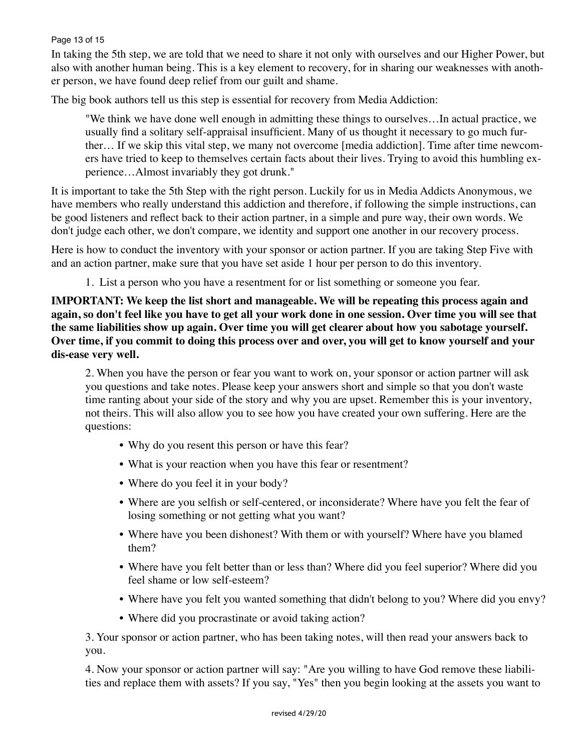In taking the 5th step, we are told that we need to share it not only with ourselves and our Higher Power, but also with another human being. This is a key element to recovery, for in sharing our weaknesses with another person, we have found deep relief from our guilt and shame.

The big book authors tell us this step is essential for recovery from Media Addiction:

> "We think we have done well enough in admitting these things to ourselves…In actual practice, we usually find a solitary self-appraisal insufficient. Many of us thought it necessary to go much further… If we skip this vital step, we many not overcome [media addiction]. Time after time newcomers have tried to keep to themselves certain facts about their lives. Trying to avoid this humbling experience…Almost invariably they got drunk."

It is important to take the 5th Step with the right person. Luckily for us in Media Addicts Anonymous, we have members who really understand this addiction and therefore, if following the simple instructions, can be good listeners and reflect back to their action partner, in a simple and pure way, their own words. We don't judge each other, we don't compare, we identity and support one another in our recovery process.

Here is how to conduct the inventory with your sponsor or action partner. If you are taking Step Five with and an action partner, make sure that you have set aside 1 hour per person to do this inventory.

1. List a person who you have a resentment for or list something or someone you fear.

**IMPORTANT: We keep the list short and manageable. We will be repeating this process again and again, so don't feel like you have to get all your work done in one session. Over time you will see that the same liabilities show up again. Over time you will get clearer about how you sabotage yourself. Over time, if you commit to doing this process over and over, you will get to know yourself and your dis-ease very well.**

2. When you have the person or fear you want to work on, your sponsor or action partner will ask you questions and take notes. Please keep your answers short and simple so that you don't waste time ranting about your side of the story and why you are upset. Remember this is your inventory, not theirs. This will also allow you to see how you have created your own suffering. Here are the questions:

   - Why do you resent this person or have this fear?
   - What is your reaction when you have this fear or resentment?
   - Where do you feel it in your body?
   - Where are you selfish or self-centered, or inconsiderate? Where have you felt the fear of losing something or not getting what you want?
   - Where have you been dishonest? With them or with yourself? Where have you blamed them?
   - Where have you felt better than or less than? Where did you feel superior? Where did you feel shame or low self-esteem?
   - Where have you felt you wanted something that didn't belong to you? Where did you envy?
   - Where did you procrastinate or avoid taking action?

3. Your sponsor or action partner, who has been taking notes, will then read your answers back to you.

4. Now your sponsor or action partner will say: "Are you willing to have God remove these liabilities and replace them with assets? If you say, "Yes" then you begin looking at the assets you want to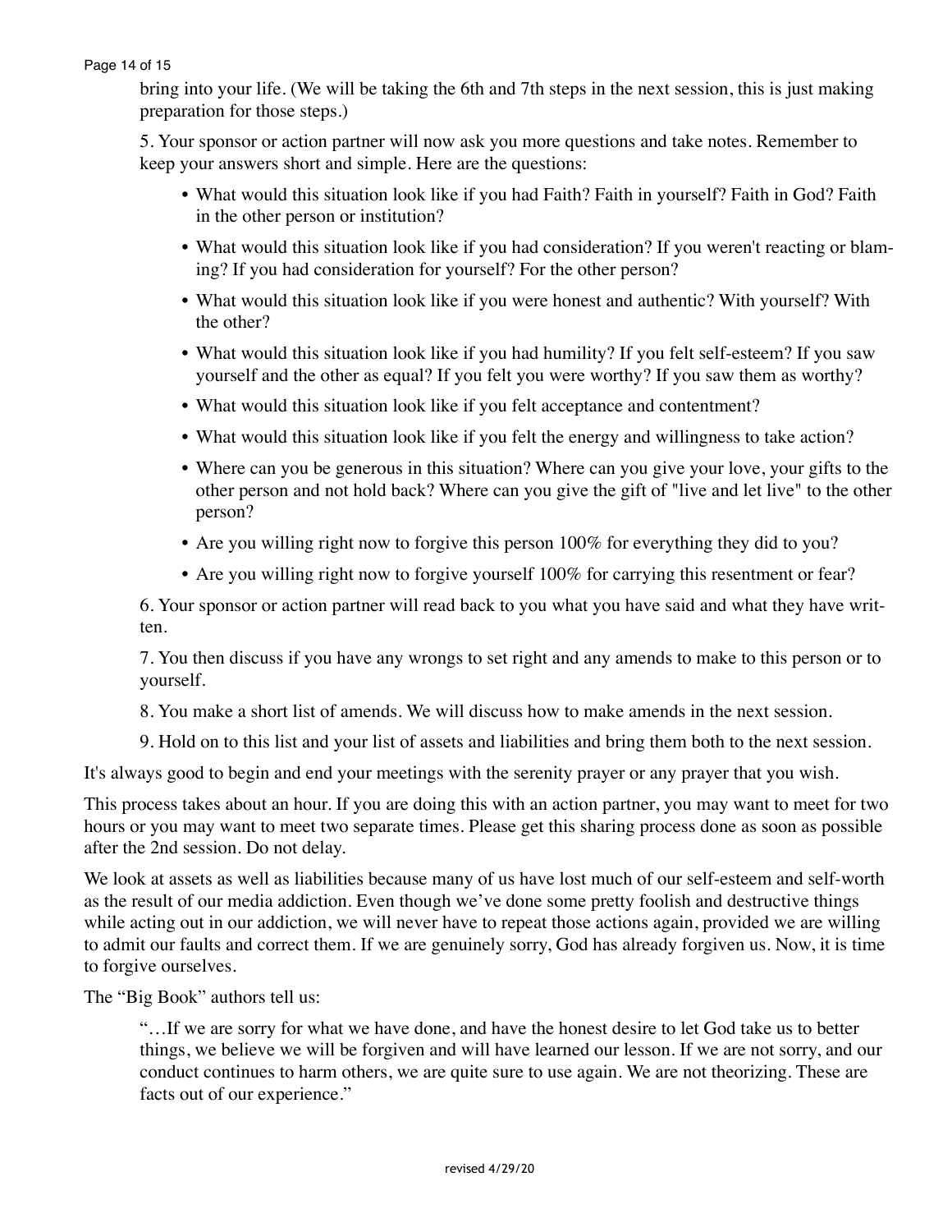bring into your life. (We will be taking the 6th and 7th steps in the next session, this is just making preparation for those steps.)

5. Your sponsor or action partner will now ask you more questions and take notes. Remember to keep your answers short and simple. Here are the questions:

- What would this situation look like if you had Faith? Faith in yourself? Faith in God? Faith in the other person or institution?
- What would this situation look like if you had consideration? If you weren't reacting or blaming? If you had consideration for yourself? For the other person?
- What would this situation look like if you were honest and authentic? With yourself? With the other?
- What would this situation look like if you had humility? If you felt self-esteem? If you saw yourself and the other as equal? If you felt you were worthy? If you saw them as worthy?
- What would this situation look like if you felt acceptance and contentment?
- What would this situation look like if you felt the energy and willingness to take action?
- Where can you be generous in this situation? Where can you give your love, your gifts to the other person and not hold back? Where can you give the gift of "live and let live" to the other person?
- Are you willing right now to forgive this person 100% for everything they did to you?
- Are you willing right now to forgive yourself 100% for carrying this resentment or fear?

6. Your sponsor or action partner will read back to you what you have said and what they have written.

7. You then discuss if you have any wrongs to set right and any amends to make to this person or to yourself.

8. You make a short list of amends. We will discuss how to make amends in the next session.

9. Hold on to this list and your list of assets and liabilities and bring them both to the next session.

It's always good to begin and end your meetings with the serenity prayer or any prayer that you wish.

This process takes about an hour. If you are doing this with an action partner, you may want to meet for two hours or you may want to meet two separate times. Please get this sharing process done as soon as possible after the 2nd session. Do not delay.

We look at assets as well as liabilities because many of us have lost much of our self-esteem and self-worth as the result of our media addiction. Even though we've done some pretty foolish and destructive things while acting out in our addiction, we will never have to repeat those actions again, provided we are willing to admit our faults and correct them. If we are genuinely sorry, God has already forgiven us. Now, it is time to forgive ourselves.

The "Big Book" authors tell us:

> "…If we are sorry for what we have done, and have the honest desire to let God take us to better things, we believe we will be forgiven and will have learned our lesson. If we are not sorry, and our conduct continues to harm others, we are quite sure to use again. We are not theorizing. These are facts out of our experience."

revised 4/29/20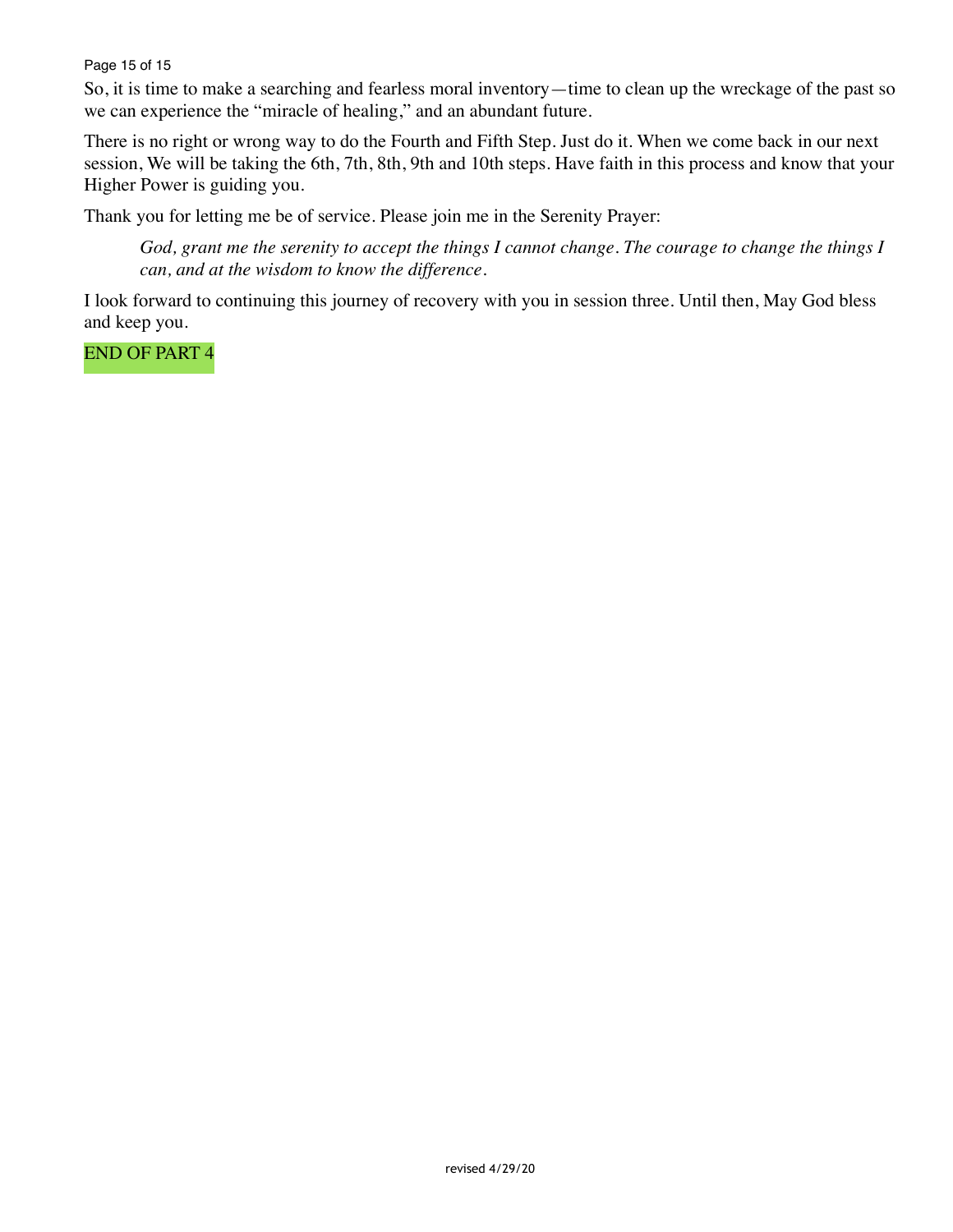So, it is time to make a searching and fearless moral inventory—time to clean up the wreckage of the past so we can experience the "miracle of healing," and an abundant future.

There is no right or wrong way to do the Fourth and Fifth Step. Just do it. When we come back in our next session, We will be taking the 6th, 7th, 8th, 9th and 10th steps. Have faith in this process and know that your Higher Power is guiding you.

Thank you for letting me be of service. Please join me in the Serenity Prayer:

> *God, grant me the serenity to accept the things I cannot change. The courage to change the things I can, and at the wisdom to know the difference.*

I look forward to continuing this journey of recovery with you in session three. Until then, May God bless and keep you.

END OF PART 4

revised 4/29/20